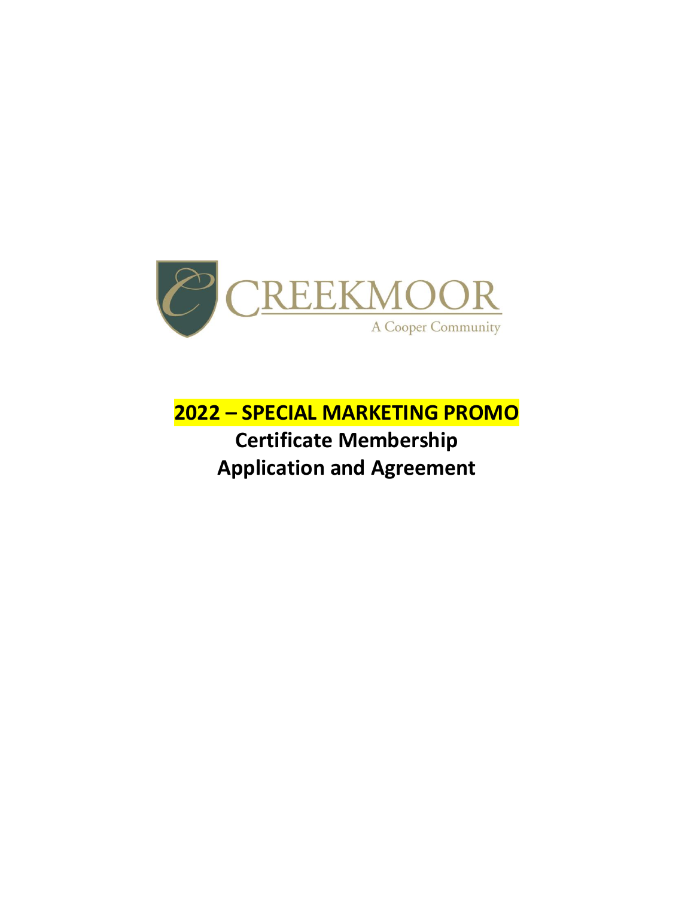CREEKMOOR

A Cooper Community

# 2022 – SPECIAL MARKETING PROMO

## Certificate Membership
## Application and Agreement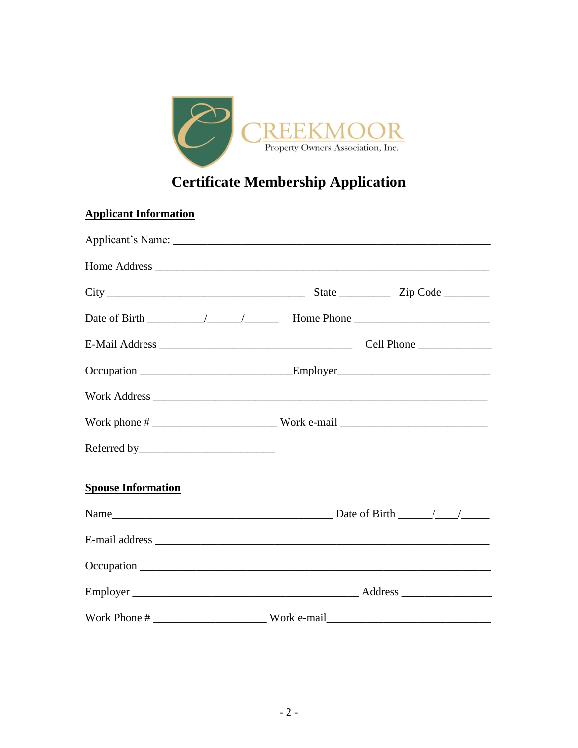CREEKMOOR
Property Owners Association, Inc.

# Certificate Membership Application

**Applicant Information**

Applicant's Name: ________________________________________________________

Home Address ____________________________________________________________

City ________________________________ State _________ Zip Code ________

Date of Birth __________/______/______ Home Phone _______________________

E-Mail Address _________________________________ Cell Phone _____________

Occupation _________________________Employer__________________________

Work Address ____________________________________________________________

Work phone # _____________________ Work e-mail __________________________

Referred by_______________________

**Spouse Information**

Name______________________________________ Date of Birth ______/____/_____

E-mail address __________________________________________________________

Occupation ______________________________________________________________

Employer _______________________________________ Address ________________

Work Phone # ___________________ Work e-mail_____________________________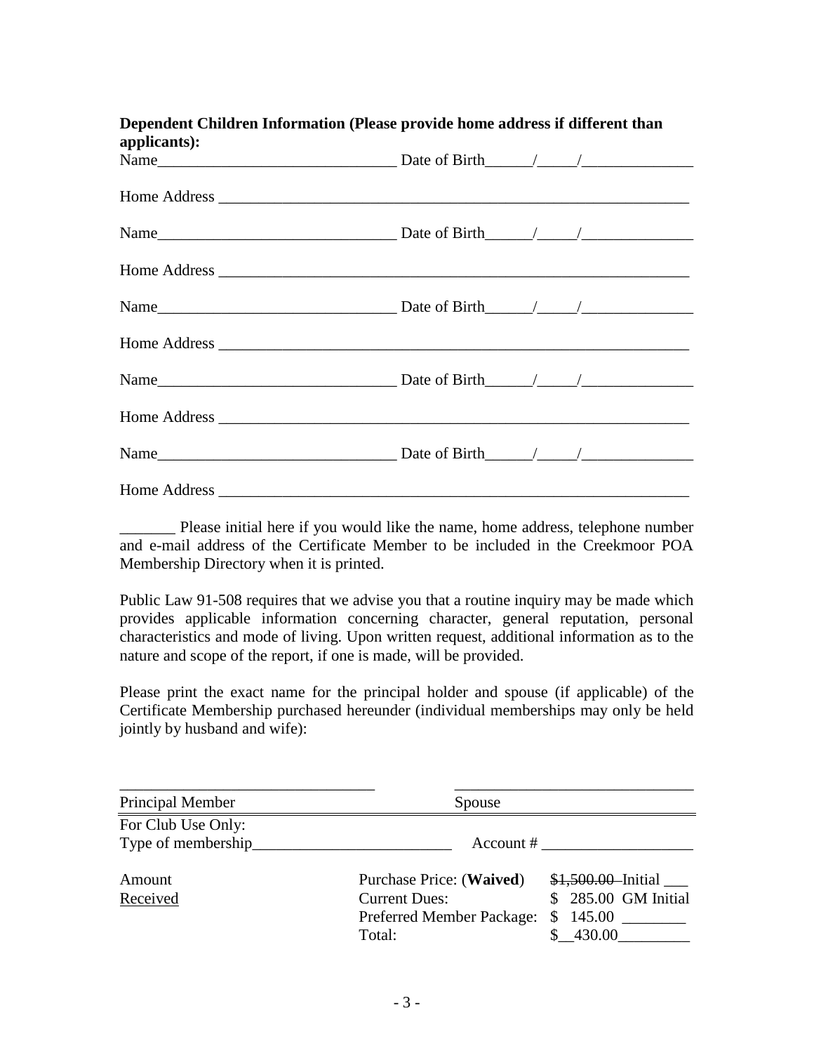**Dependent Children Information (Please provide home address if different than applicants):**

Name______________________________ Date of Birth______/_____/______________

Home Address ______________________________________________________________

Name______________________________ Date of Birth______/_____/______________

Home Address ______________________________________________________________

Name______________________________ Date of Birth______/_____/______________

Home Address ______________________________________________________________

Name______________________________ Date of Birth______/_____/______________

Home Address ______________________________________________________________

Name______________________________ Date of Birth______/_____/______________

Home Address ______________________________________________________________

_______ Please initial here if you would like the name, home address, telephone number and e-mail address of the Certificate Member to be included in the Creekmoor POA Membership Directory when it is printed.

Public Law 91-508 requires that we advise you that a routine inquiry may be made which provides applicable information concerning character, general reputation, personal characteristics and mode of living. Upon written request, additional information as to the nature and scope of the report, if one is made, will be provided.

Please print the exact name for the principal holder and spouse (if applicable) of the Certificate Membership purchased hereunder (individual memberships may only be held jointly by husband and wife):

________________________________ ______________________________

Principal Member Spouse

For Club Use Only:

Type of membership_________________________ Account # ___________________

| Amount Received | | |
|---|---|---|
| | Purchase Price: (**Waived**) | ~~$1,500.00~~ Initial ___ |
| | Current Dues: | $ 285.00 GM Initial |
| | Preferred Member Package: | $ 145.00 ________ |
| | Total: | $__430.00_________ |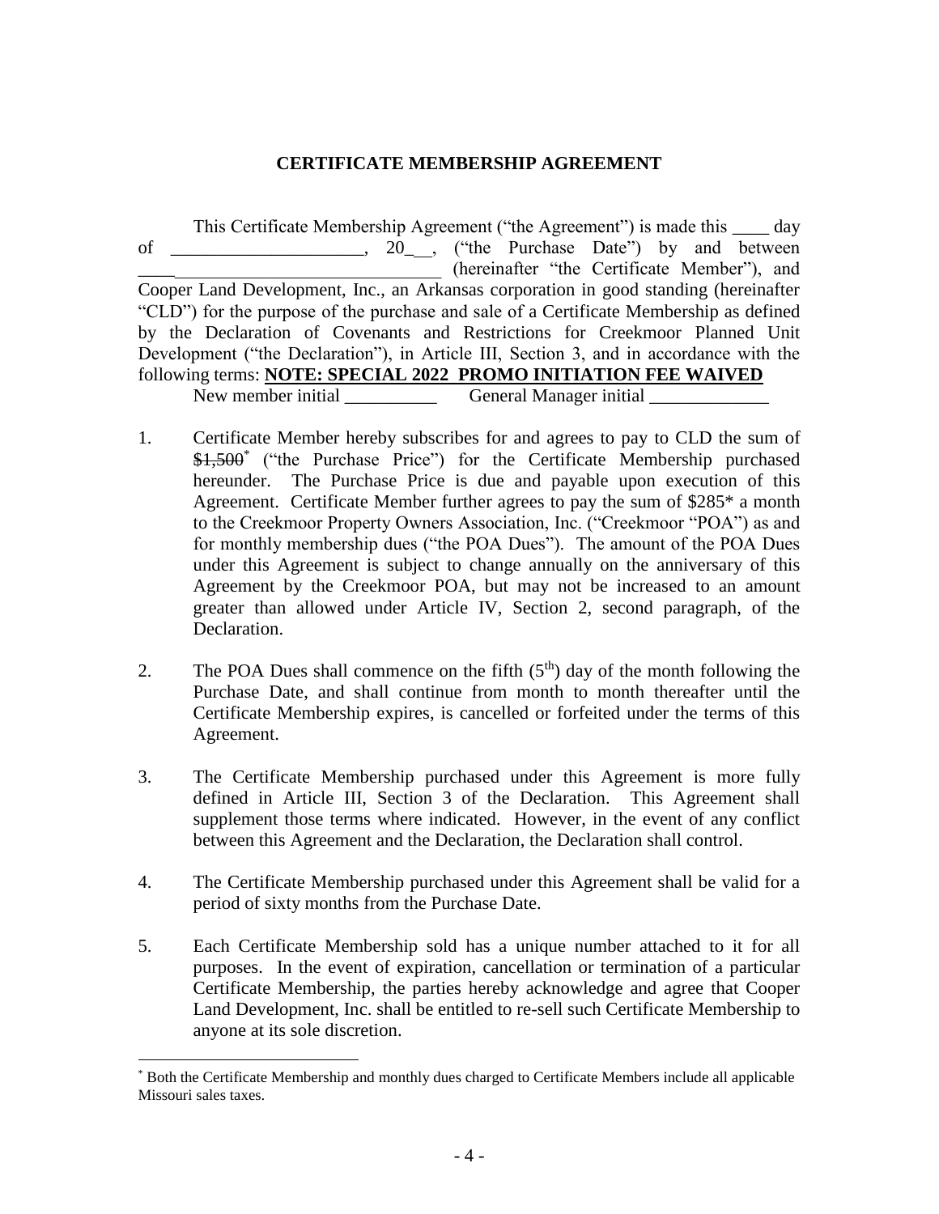# CERTIFICATE MEMBERSHIP AGREEMENT

This Certificate Membership Agreement ("the Agreement") is made this ____ day of _____________________, 20_ __, ("the Purchase Date") by and between ____________________________ (hereinafter "the Certificate Member"), and Cooper Land Development, Inc., an Arkansas corporation in good standing (hereinafter "CLD") for the purpose of the purchase and sale of a Certificate Membership as defined by the Declaration of Covenants and Restrictions for Creekmoor Planned Unit Development ("the Declaration"), in Article III, Section 3, and in accordance with the following terms: **NOTE: SPECIAL 2022 PROMO INITIATION FEE WAIVED**

New member initial __________ General Manager initial _____________

1. Certificate Member hereby subscribes for and agrees to pay to CLD the sum of ~~$1,500~~* ("the Purchase Price") for the Certificate Membership purchased hereunder. The Purchase Price is due and payable upon execution of this Agreement. Certificate Member further agrees to pay the sum of $285* a month to the Creekmoor Property Owners Association, Inc. ("Creekmoor "POA") as and for monthly membership dues ("the POA Dues"). The amount of the POA Dues under this Agreement is subject to change annually on the anniversary of this Agreement by the Creekmoor POA, but may not be increased to an amount greater than allowed under Article IV, Section 2, second paragraph, of the Declaration.

2. The POA Dues shall commence on the fifth ($5^{th}$) day of the month following the Purchase Date, and shall continue from month to month thereafter until the Certificate Membership expires, is cancelled or forfeited under the terms of this Agreement.

3. The Certificate Membership purchased under this Agreement is more fully defined in Article III, Section 3 of the Declaration. This Agreement shall supplement those terms where indicated. However, in the event of any conflict between this Agreement and the Declaration, the Declaration shall control.

4. The Certificate Membership purchased under this Agreement shall be valid for a period of sixty months from the Purchase Date.

5. Each Certificate Membership sold has a unique number attached to it for all purposes. In the event of expiration, cancellation or termination of a particular Certificate Membership, the parties hereby acknowledge and agree that Cooper Land Development, Inc. shall be entitled to re-sell such Certificate Membership to anyone at its sole discretion.

---

\* Both the Certificate Membership and monthly dues charged to Certificate Members include all applicable Missouri sales taxes.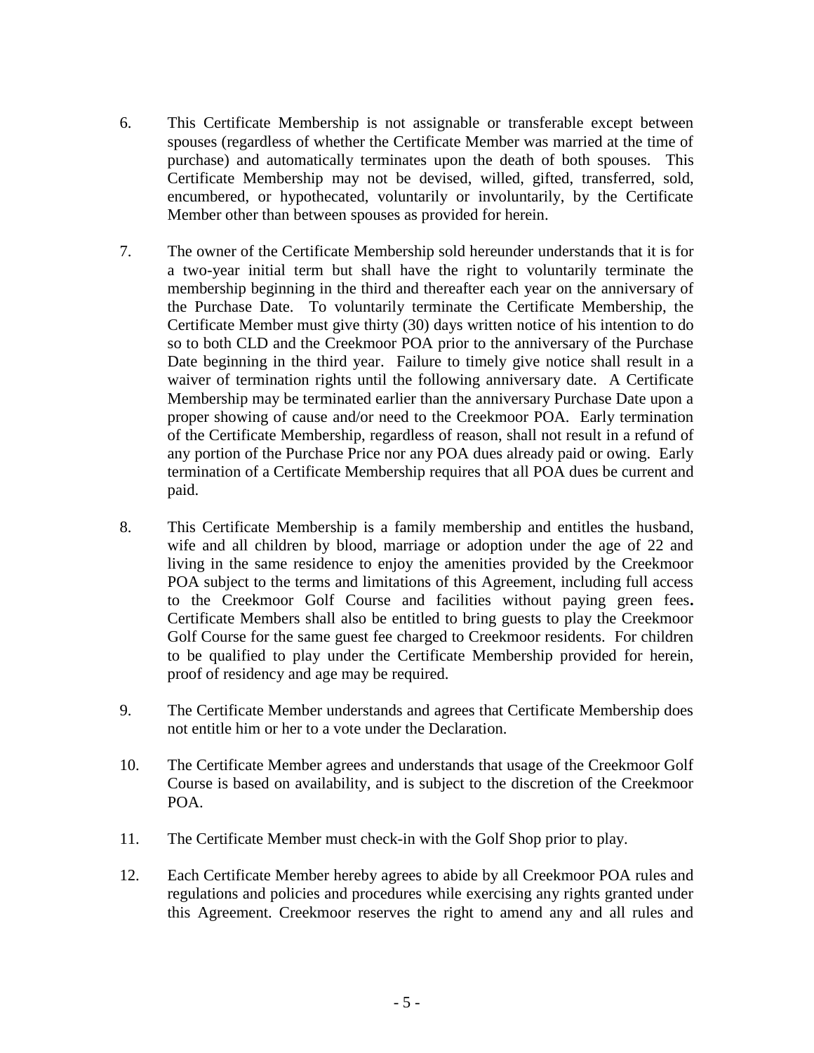6. This Certificate Membership is not assignable or transferable except between spouses (regardless of whether the Certificate Member was married at the time of purchase) and automatically terminates upon the death of both spouses. This Certificate Membership may not be devised, willed, gifted, transferred, sold, encumbered, or hypothecated, voluntarily or involuntarily, by the Certificate Member other than between spouses as provided for herein.

7. The owner of the Certificate Membership sold hereunder understands that it is for a two-year initial term but shall have the right to voluntarily terminate the membership beginning in the third and thereafter each year on the anniversary of the Purchase Date. To voluntarily terminate the Certificate Membership, the Certificate Member must give thirty (30) days written notice of his intention to do so to both CLD and the Creekmoor POA prior to the anniversary of the Purchase Date beginning in the third year. Failure to timely give notice shall result in a waiver of termination rights until the following anniversary date. A Certificate Membership may be terminated earlier than the anniversary Purchase Date upon a proper showing of cause and/or need to the Creekmoor POA. Early termination of the Certificate Membership, regardless of reason, shall not result in a refund of any portion of the Purchase Price nor any POA dues already paid or owing. Early termination of a Certificate Membership requires that all POA dues be current and paid.

8. This Certificate Membership is a family membership and entitles the husband, wife and all children by blood, marriage or adoption under the age of 22 and living in the same residence to enjoy the amenities provided by the Creekmoor POA subject to the terms and limitations of this Agreement, including full access to the Creekmoor Golf Course and facilities without paying green fees**.** Certificate Members shall also be entitled to bring guests to play the Creekmoor Golf Course for the same guest fee charged to Creekmoor residents. For children to be qualified to play under the Certificate Membership provided for herein, proof of residency and age may be required.

9. The Certificate Member understands and agrees that Certificate Membership does not entitle him or her to a vote under the Declaration.

10. The Certificate Member agrees and understands that usage of the Creekmoor Golf Course is based on availability, and is subject to the discretion of the Creekmoor POA.

11. The Certificate Member must check-in with the Golf Shop prior to play.

12. Each Certificate Member hereby agrees to abide by all Creekmoor POA rules and regulations and policies and procedures while exercising any rights granted under this Agreement. Creekmoor reserves the right to amend any and all rules and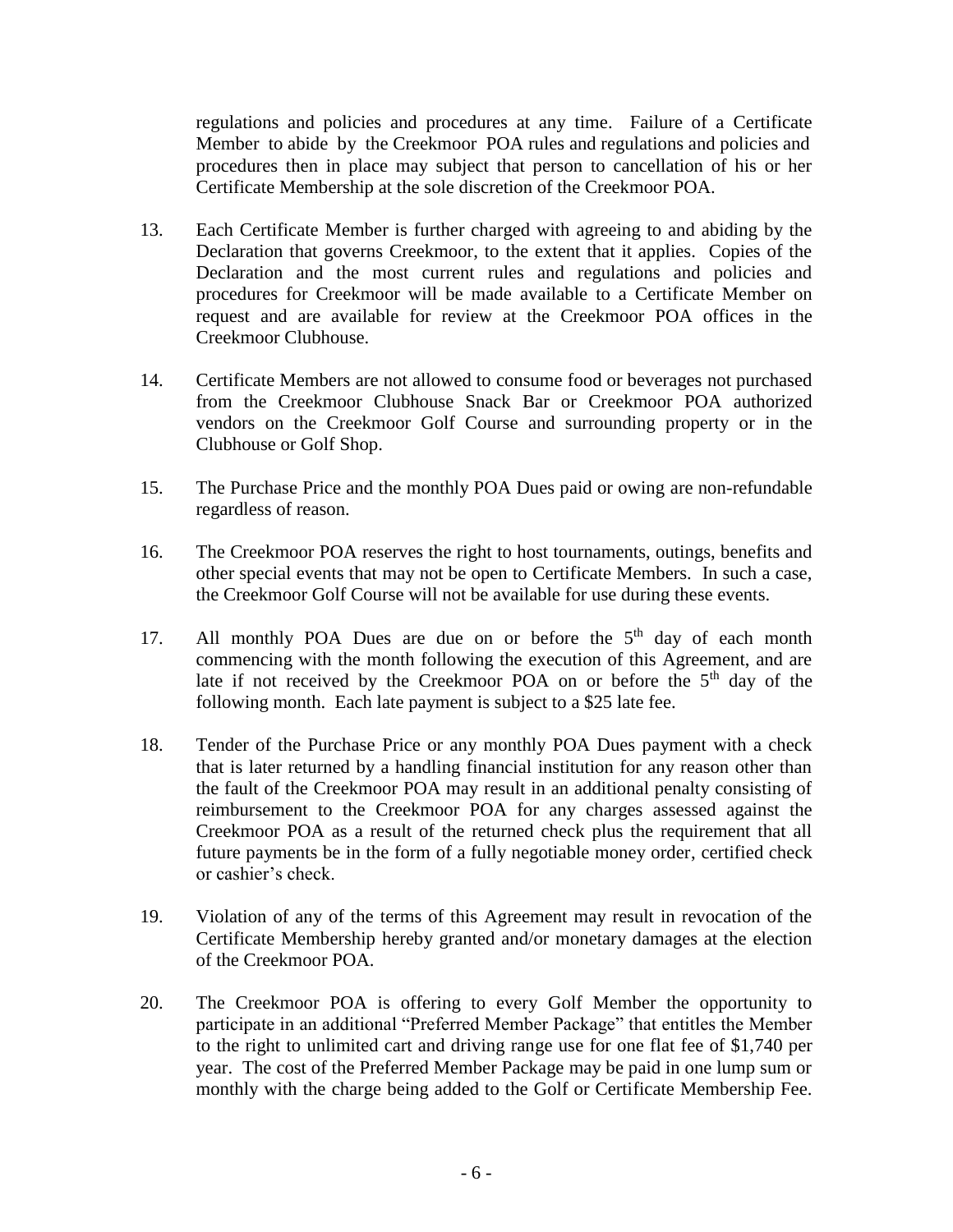regulations and policies and procedures at any time. Failure of a Certificate Member to abide by the Creekmoor POA rules and regulations and policies and procedures then in place may subject that person to cancellation of his or her Certificate Membership at the sole discretion of the Creekmoor POA.

13. Each Certificate Member is further charged with agreeing to and abiding by the Declaration that governs Creekmoor, to the extent that it applies. Copies of the Declaration and the most current rules and regulations and policies and procedures for Creekmoor will be made available to a Certificate Member on request and are available for review at the Creekmoor POA offices in the Creekmoor Clubhouse.

14. Certificate Members are not allowed to consume food or beverages not purchased from the Creekmoor Clubhouse Snack Bar or Creekmoor POA authorized vendors on the Creekmoor Golf Course and surrounding property or in the Clubhouse or Golf Shop.

15. The Purchase Price and the monthly POA Dues paid or owing are non-refundable regardless of reason.

16. The Creekmoor POA reserves the right to host tournaments, outings, benefits and other special events that may not be open to Certificate Members. In such a case, the Creekmoor Golf Course will not be available for use during these events.

17. All monthly POA Dues are due on or before the 5th day of each month commencing with the month following the execution of this Agreement, and are late if not received by the Creekmoor POA on or before the 5th day of the following month. Each late payment is subject to a $25 late fee.

18. Tender of the Purchase Price or any monthly POA Dues payment with a check that is later returned by a handling financial institution for any reason other than the fault of the Creekmoor POA may result in an additional penalty consisting of reimbursement to the Creekmoor POA for any charges assessed against the Creekmoor POA as a result of the returned check plus the requirement that all future payments be in the form of a fully negotiable money order, certified check or cashier's check.

19. Violation of any of the terms of this Agreement may result in revocation of the Certificate Membership hereby granted and/or monetary damages at the election of the Creekmoor POA.

20. The Creekmoor POA is offering to every Golf Member the opportunity to participate in an additional "Preferred Member Package" that entitles the Member to the right to unlimited cart and driving range use for one flat fee of $1,740 per year. The cost of the Preferred Member Package may be paid in one lump sum or monthly with the charge being added to the Golf or Certificate Membership Fee.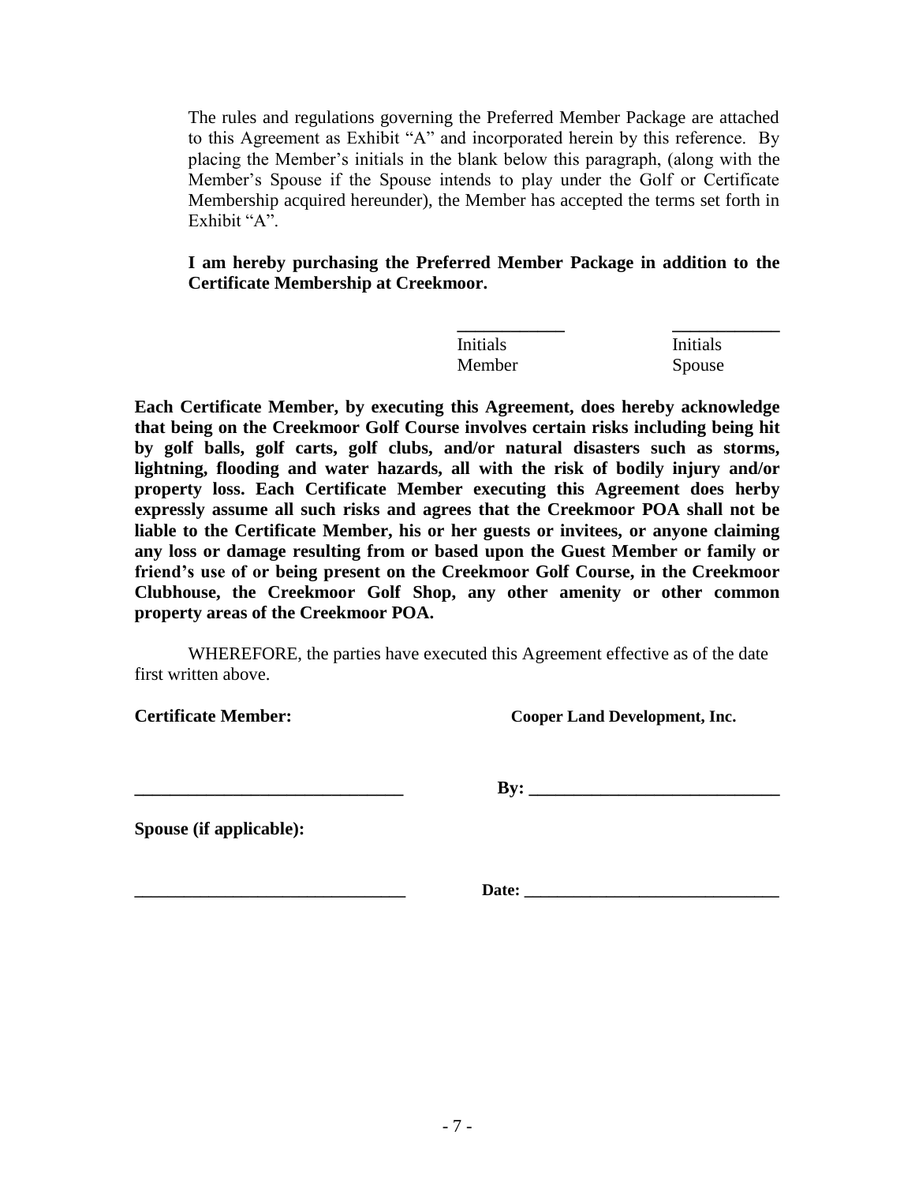The rules and regulations governing the Preferred Member Package are attached to this Agreement as Exhibit "A" and incorporated herein by this reference. By placing the Member's initials in the blank below this paragraph, (along with the Member's Spouse if the Spouse intends to play under the Golf or Certificate Membership acquired hereunder), the Member has accepted the terms set forth in Exhibit "A".

**I am hereby purchasing the Preferred Member Package in addition to the Certificate Membership at Creekmoor.**

| ____________ | ____________ |
|---|---|
| Initials<br>Member | Initials<br>Spouse |

**Each Certificate Member, by executing this Agreement, does hereby acknowledge that being on the Creekmoor Golf Course involves certain risks including being hit by golf balls, golf carts, golf clubs, and/or natural disasters such as storms, lightning, flooding and water hazards, all with the risk of bodily injury and/or property loss. Each Certificate Member executing this Agreement does herby expressly assume all such risks and agrees that the Creekmoor POA shall not be liable to the Certificate Member, his or her guests or invitees, or anyone claiming any loss or damage resulting from or based upon the Guest Member or family or friend's use of or being present on the Creekmoor Golf Course, in the Creekmoor Clubhouse, the Creekmoor Golf Shop, any other amenity or other common property areas of the Creekmoor POA.**

WHEREFORE, the parties have executed this Agreement effective as of the date first written above.

**Certificate Member:** **Cooper Land Development, Inc.**

______________________________ **By:** ______________________________

**Spouse (if applicable):**

______________________________ **Date:** ______________________________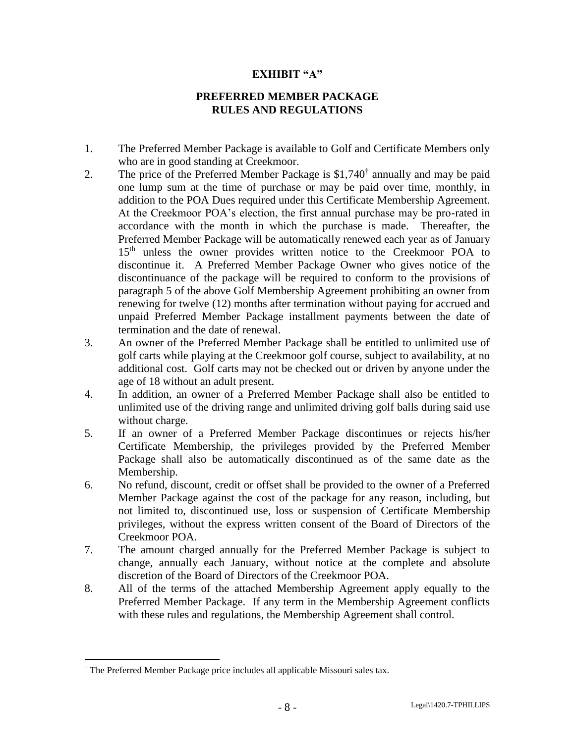**EXHIBIT "A"**

**PREFERRED MEMBER PACKAGE**
**RULES AND REGULATIONS**

1. The Preferred Member Package is available to Golf and Certificate Members only who are in good standing at Creekmoor.
2. The price of the Preferred Member Package is $1,740[†] annually and may be paid one lump sum at the time of purchase or may be paid over time, monthly, in addition to the POA Dues required under this Certificate Membership Agreement. At the Creekmoor POA's election, the first annual purchase may be pro-rated in accordance with the month in which the purchase is made. Thereafter, the Preferred Member Package will be automatically renewed each year as of January 15th unless the owner provides written notice to the Creekmoor POA to discontinue it. A Preferred Member Package Owner who gives notice of the discontinuance of the package will be required to conform to the provisions of paragraph 5 of the above Golf Membership Agreement prohibiting an owner from renewing for twelve (12) months after termination without paying for accrued and unpaid Preferred Member Package installment payments between the date of termination and the date of renewal.
3. An owner of the Preferred Member Package shall be entitled to unlimited use of golf carts while playing at the Creekmoor golf course, subject to availability, at no additional cost. Golf carts may not be checked out or driven by anyone under the age of 18 without an adult present.
4. In addition, an owner of a Preferred Member Package shall also be entitled to unlimited use of the driving range and unlimited driving golf balls during said use without charge.
5. If an owner of a Preferred Member Package discontinues or rejects his/her Certificate Membership, the privileges provided by the Preferred Member Package shall also be automatically discontinued as of the same date as the Membership.
6. No refund, discount, credit or offset shall be provided to the owner of a Preferred Member Package against the cost of the package for any reason, including, but not limited to, discontinued use, loss or suspension of Certificate Membership privileges, without the express written consent of the Board of Directors of the Creekmoor POA.
7. The amount charged annually for the Preferred Member Package is subject to change, annually each January, without notice at the complete and absolute discretion of the Board of Directors of the Creekmoor POA.
8. All of the terms of the attached Membership Agreement apply equally to the Preferred Member Package. If any term in the Membership Agreement conflicts with these rules and regulations, the Membership Agreement shall control.

---

[†] The Preferred Member Package price includes all applicable Missouri sales tax.